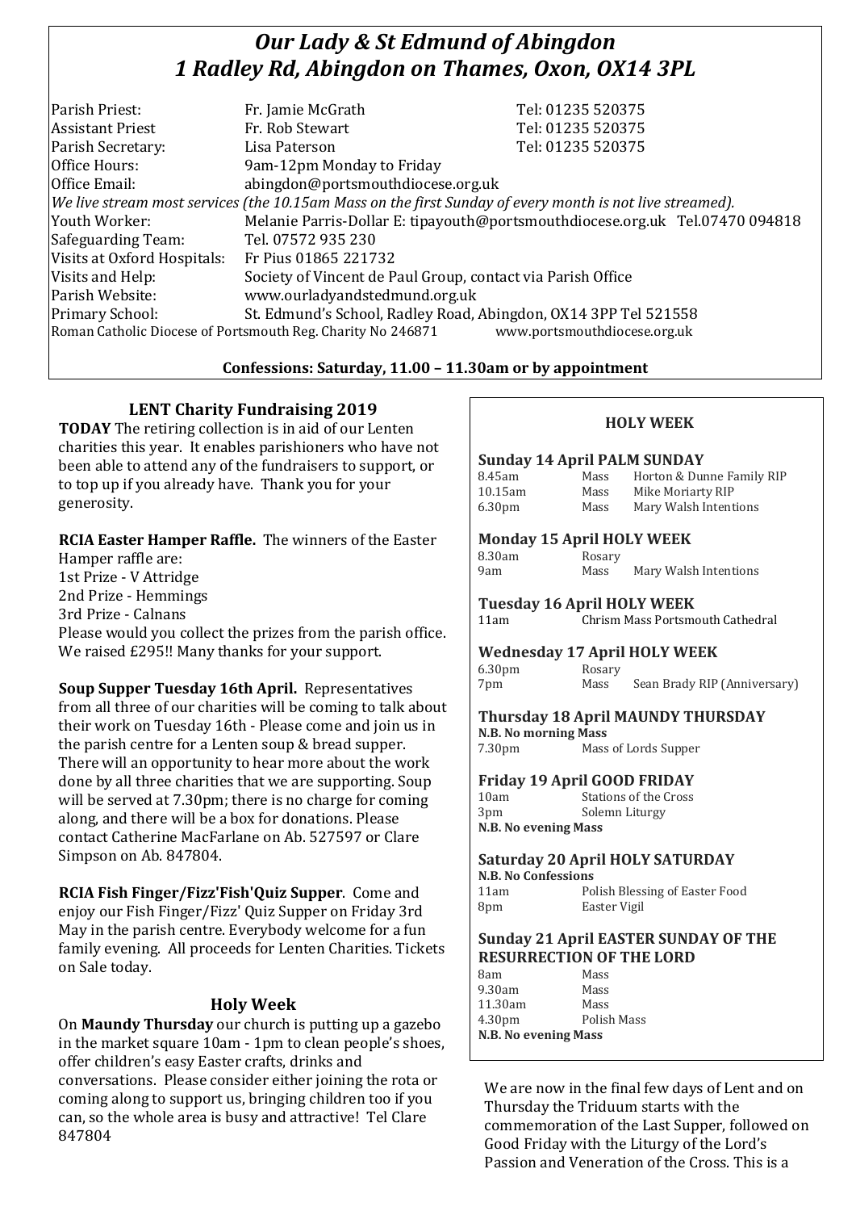# *Our Lady & St Edmund of Abingdon*
# *1 Radley Rd, Abingdon on Thames, Oxon, OX14 3PL*

| | | |
|---|---|---|
| Parish Priest: | Fr. Jamie McGrath | Tel: 01235 520375 |
| Assistant Priest | Fr. Rob Stewart | Tel: 01235 520375 |
| Parish Secretary: | Lisa Paterson | Tel: 01235 520375 |
| Office Hours: | 9am-12pm Monday to Friday | |
| Office Email: | abingdon@portsmouthdiocese.org.uk | |

*We live stream most services (the 10.15am Mass on the first Sunday of every month is not live streamed).*

| | |
|---|---|
| Youth Worker: | Melanie Parris-Dollar E: tipayouth@portsmouthdiocese.org.uk Tel.07470 094818 |
| Safeguarding Team: | Tel. 07572 935 230 |
| Visits at Oxford Hospitals: | Fr Pius 01865 221732 |
| Visits and Help: | Society of Vincent de Paul Group, contact via Parish Office |
| Parish Website: | www.ourladyandstedmund.org.uk |
| Primary School: | St. Edmund's School, Radley Road, Abingdon, OX14 3PP Tel 521558 |

Roman Catholic Diocese of Portsmouth Reg. Charity No 246871 www.portsmouthdiocese.org.uk

**Confessions: Saturday, 11.00 – 11.30am or by appointment**

## LENT Charity Fundraising 2019

**TODAY** The retiring collection is in aid of our Lenten charities this year. It enables parishioners who have not been able to attend any of the fundraisers to support, or to top up if you already have. Thank you for your generosity.

**RCIA Easter Hamper Raffle.** The winners of the Easter Hamper raffle are:
1st Prize - V Attridge
2nd Prize - Hemmings
3rd Prize - Calnans
Please would you collect the prizes from the parish office. We raised £295!! Many thanks for your support.

**Soup Supper Tuesday 16th April.** Representatives from all three of our charities will be coming to talk about their work on Tuesday 16th - Please come and join us in the parish centre for a Lenten soup & bread supper. There will an opportunity to hear more about the work done by all three charities that we are supporting. Soup will be served at 7.30pm; there is no charge for coming along, and there will be a box for donations. Please contact Catherine MacFarlane on Ab. 527597 or Clare Simpson on Ab. 847804.

**RCIA Fish Finger/Fizz'Fish'Quiz Supper**. Come and enjoy our Fish Finger/Fizz' Quiz Supper on Friday 3rd May in the parish centre. Everybody welcome for a fun family evening. All proceeds for Lenten Charities. Tickets on Sale today.

## Holy Week

On **Maundy Thursday** our church is putting up a gazebo in the market square 10am - 1pm to clean people's shoes, offer children's easy Easter crafts, drinks and conversations. Please consider either joining the rota or coming along to support us, bringing children too if you can, so the whole area is busy and attractive! Tel Clare 847804

## HOLY WEEK

**Sunday 14 April PALM SUNDAY**

| | | |
|---|---|---|
| 8.45am | Mass | Horton & Dunne Family RIP |
| 10.15am | Mass | Mike Moriarty RIP |
| 6.30pm | Mass | Mary Walsh Intentions |

**Monday 15 April HOLY WEEK**

| | | |
|---|---|---|
| 8.30am | Rosary | |
| 9am | Mass | Mary Walsh Intentions |

**Tuesday 16 April HOLY WEEK**

11am Chrism Mass Portsmouth Cathedral

**Wednesday 17 April HOLY WEEK**

| | | |
|---|---|---|
| 6.30pm | Rosary | |
| 7pm | Mass | Sean Brady RIP (Anniversary) |

**Thursday 18 April MAUNDY THURSDAY**

**N.B. No morning Mass**
7.30pm Mass of Lords Supper

**Friday 19 April GOOD FRIDAY**

10am Stations of the Cross
3pm Solemn Liturgy
**N.B. No evening Mass**

**Saturday 20 April HOLY SATURDAY**

**N.B. No Confessions**
11am Polish Blessing of Easter Food
8pm Easter Vigil

**Sunday 21 April EASTER SUNDAY OF THE RESURRECTION OF THE LORD**

| | |
|---|---|
| 8am | Mass |
| 9.30am | Mass |
| 11.30am | Mass |
| 4.30pm | Polish Mass |

**N.B. No evening Mass**

We are now in the final few days of Lent and on Thursday the Triduum starts with the commemoration of the Last Supper, followed on Good Friday with the Liturgy of the Lord's Passion and Veneration of the Cross. This is a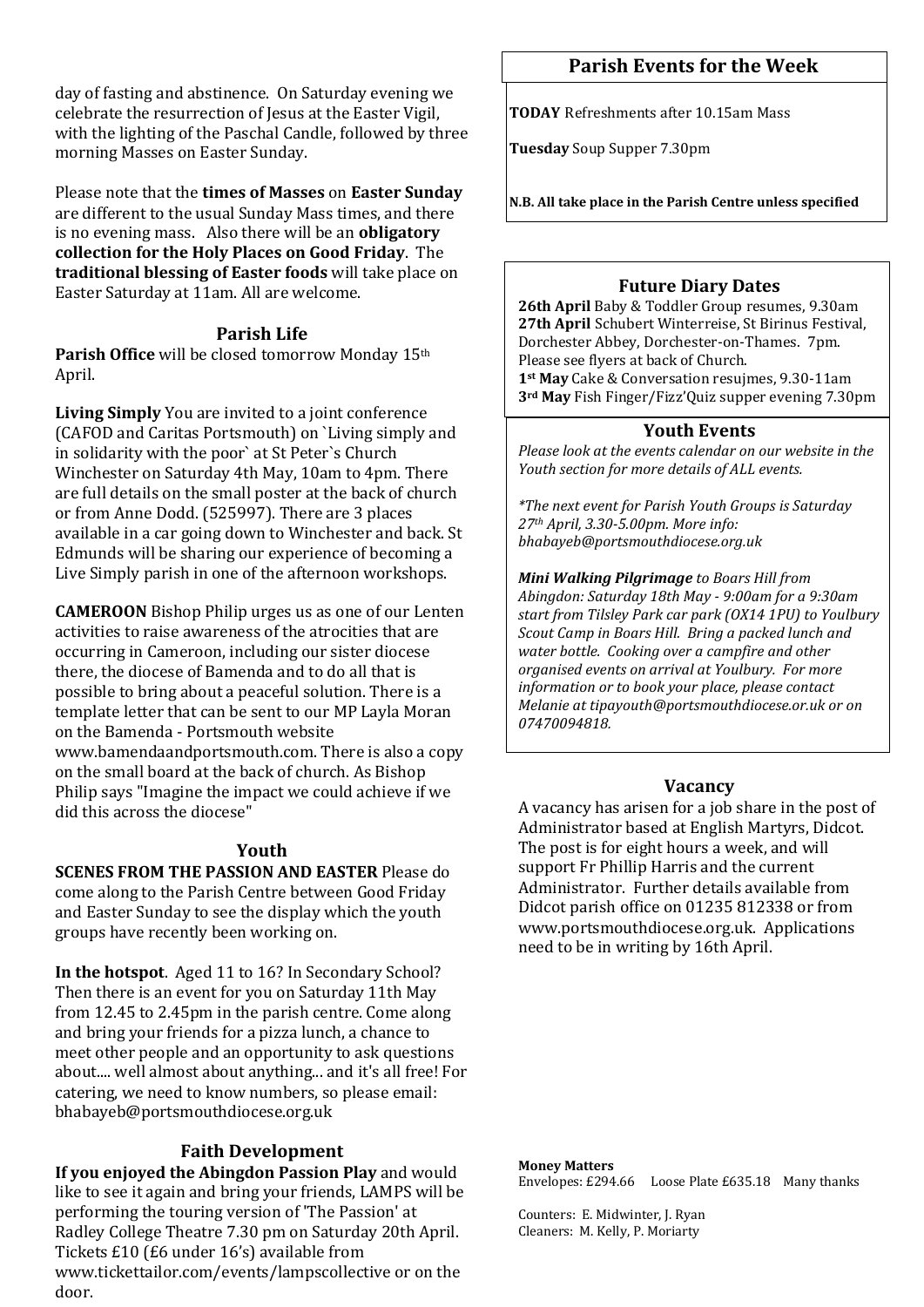day of fasting and abstinence. On Saturday evening we celebrate the resurrection of Jesus at the Easter Vigil, with the lighting of the Paschal Candle, followed by three morning Masses on Easter Sunday.

Please note that the **times of Masses** on **Easter Sunday** are different to the usual Sunday Mass times, and there is no evening mass. Also there will be an **obligatory collection for the Holy Places on Good Friday**. The **traditional blessing of Easter foods** will take place on Easter Saturday at 11am. All are welcome.

## Parish Life

**Parish Office** will be closed tomorrow Monday 15th April.

**Living Simply** You are invited to a joint conference (CAFOD and Caritas Portsmouth) on `Living simply and in solidarity with the poor` at St Peter`s Church Winchester on Saturday 4th May, 10am to 4pm. There are full details on the small poster at the back of church or from Anne Dodd. (525997). There are 3 places available in a car going down to Winchester and back. St Edmunds will be sharing our experience of becoming a Live Simply parish in one of the afternoon workshops.

**CAMEROON** Bishop Philip urges us as one of our Lenten activities to raise awareness of the atrocities that are occurring in Cameroon, including our sister diocese there, the diocese of Bamenda and to do all that is possible to bring about a peaceful solution. There is a template letter that can be sent to our MP Layla Moran on the Bamenda - Portsmouth website www.bamendaandportsmouth.com. There is also a copy on the small board at the back of church. As Bishop Philip says "Imagine the impact we could achieve if we did this across the diocese"

## Youth

**SCENES FROM THE PASSION AND EASTER** Please do come along to the Parish Centre between Good Friday and Easter Sunday to see the display which the youth groups have recently been working on.

**In the hotspot**. Aged 11 to 16? In Secondary School? Then there is an event for you on Saturday 11th May from 12.45 to 2.45pm in the parish centre. Come along and bring your friends for a pizza lunch, a chance to meet other people and an opportunity to ask questions about.... well almost about anything... and it's all free! For catering, we need to know numbers, so please email: bhabayeb@portsmouthdiocese.org.uk

## Faith Development

**If you enjoyed the Abingdon Passion Play** and would like to see it again and bring your friends, LAMPS will be performing the touring version of 'The Passion' at Radley College Theatre 7.30 pm on Saturday 20th April. Tickets £10 (£6 under 16's) available from www.tickettailor.com/events/lampscollective or on the door.

## Parish Events for the Week

**TODAY** Refreshments after 10.15am Mass

**Tuesday** Soup Supper 7.30pm

**N.B. All take place in the Parish Centre unless specified**

## Future Diary Dates

**26th April** Baby & Toddler Group resumes, 9.30am
**27th April** Schubert Winterreise, St Birinus Festival, Dorchester Abbey, Dorchester-on-Thames. 7pm. Please see flyers at back of Church.
**1st May** Cake & Conversation resujmes, 9.30-11am
**3rd May** Fish Finger/Fizz'Quiz supper evening 7.30pm

## Youth Events

*Please look at the events calendar on our website in the Youth section for more details of ALL events.*

*\*The next event for Parish Youth Groups is Saturday 27th April, 3.30-5.00pm. More info: bhabayeb@portsmouthdiocese.org.uk*

***Mini Walking Pilgrimage** to Boars Hill from Abingdon: Saturday 18th May - 9:00am for a 9:30am start from Tilsley Park car park (OX14 1PU) to Youlbury Scout Camp in Boars Hill. Bring a packed lunch and water bottle. Cooking over a campfire and other organised events on arrival at Youlbury. For more information or to book your place, please contact Melanie at tipayouth@portsmouthdiocese.or.uk or on 07470094818.*

## Vacancy

A vacancy has arisen for a job share in the post of Administrator based at English Martyrs, Didcot. The post is for eight hours a week, and will support Fr Phillip Harris and the current Administrator. Further details available from Didcot parish office on 01235 812338 or from www.portsmouthdiocese.org.uk. Applications need to be in writing by 16th April.

**Money Matters**
Envelopes: £294.66 Loose Plate £635.18 Many thanks

Counters: E. Midwinter, J. Ryan
Cleaners: M. Kelly, P. Moriarty